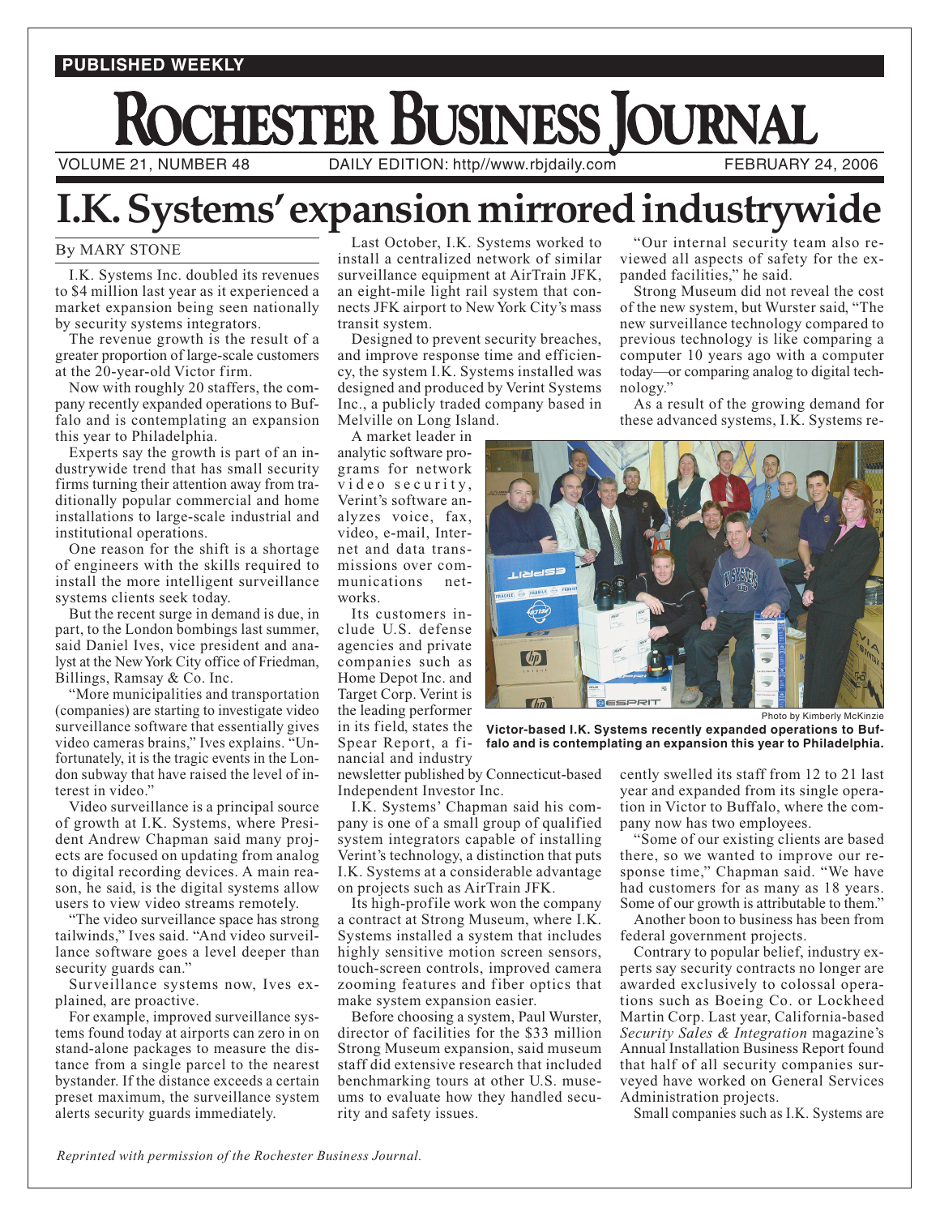PUBLISHED WEEKLY

# ROCHESTER BUSINESS JOURNAL

VOLUME 21, NUMBER 48 — DAILY EDITION: http//www.rbjdaily.com — FEBRUARY 24, 2006

# I.K. Systems' expansion mirrored industrywide

By MARY STONE

I.K. Systems Inc. doubled its revenues to $4 million last year as it experienced a market expansion being seen nationally by security systems integrators.

The revenue growth is the result of a greater proportion of large-scale customers at the 20-year-old Victor firm.

Now with roughly 20 staffers, the company recently expanded operations to Buffalo and is contemplating an expansion this year to Philadelphia.

Experts say the growth is part of an industrywide trend that has small security firms turning their attention away from traditionally popular commercial and home installations to large-scale industrial and institutional operations.

One reason for the shift is a shortage of engineers with the skills required to install the more intelligent surveillance systems clients seek today.

But the recent surge in demand is due, in part, to the London bombings last summer, said Daniel Ives, vice president and analyst at the New York City office of Friedman, Billings, Ramsay & Co. Inc.

"More municipalities and transportation (companies) are starting to investigate video surveillance software that essentially gives video cameras brains," Ives explains. "Unfortunately, it is the tragic events in the London subway that have raised the level of interest in video."

Video surveillance is a principal source of growth at I.K. Systems, where President Andrew Chapman said many projects are focused on updating from analog to digital recording devices. A main reason, he said, is the digital systems allow users to view video streams remotely.

"The video surveillance space has strong tailwinds," Ives said. "And video surveillance software goes a level deeper than security guards can."

Surveillance systems now, Ives explained, are proactive.

For example, improved surveillance systems found today at airports can zero in on stand-alone packages to measure the distance from a single parcel to the nearest bystander. If the distance exceeds a certain preset maximum, the surveillance system alerts security guards immediately.

Last October, I.K. Systems worked to install a centralized network of similar surveillance equipment at AirTrain JFK, an eight-mile light rail system that connects JFK airport to New York City's mass transit system.

Designed to prevent security breaches, and improve response time and efficiency, the system I.K. Systems installed was designed and produced by Verint Systems Inc., a publicly traded company based in Melville on Long Island.

A market leader in analytic software programs for network video security, Verint's software analyzes voice, fax, video, e-mail, Internet and data transmissions over communications networks.

Its customers include U.S. defense agencies and private companies such as Home Depot Inc. and Target Corp. Verint is the leading performer in its field, states the Spear Report, a financial and industry newsletter published by Connecticut-based Independent Investor Inc.

I.K. Systems' Chapman said his company is one of a small group of qualified system integrators capable of installing Verint's technology, a distinction that puts I.K. Systems at a considerable advantage on projects such as AirTrain JFK.

Its high-profile work won the company a contract at Strong Museum, where I.K. Systems installed a system that includes highly sensitive motion screen sensors, touch-screen controls, improved camera zooming features and fiber optics that make system expansion easier.

Before choosing a system, Paul Wurster, director of facilities for the $33 million Strong Museum expansion, said museum staff did extensive research that included benchmarking tours at other U.S. museums to evaluate how they handled security and safety issues.

"Our internal security team also reviewed all aspects of safety for the expanded facilities," he said.

Strong Museum did not reveal the cost of the new system, but Wurster said, "The new surveillance technology compared to previous technology is like comparing a computer 10 years ago with a computer today—or comparing analog to digital technology."

As a result of the growing demand for these advanced systems, I.K. Systems recently swelled its staff from 12 to 21 last year and expanded from its single operation in Victor to Buffalo, where the company now has two employees.

Photo by Kimberly McKinzie

**Victor-based I.K. Systems recently expanded operations to Buffalo and is contemplating an expansion this year to Philadelphia.**

"Some of our existing clients are based there, so we wanted to improve our response time," Chapman said. "We have had customers for as many as 18 years. Some of our growth is attributable to them."

Another boon to business has been from federal government projects.

Contrary to popular belief, industry experts say security contracts no longer are awarded exclusively to colossal operations such as Boeing Co. or Lockheed Martin Corp. Last year, California-based *Security Sales & Integration* magazine's Annual Installation Business Report found that half of all security companies surveyed have worked on General Services Administration projects.

Small companies such as I.K. Systems are

*Reprinted with permission of the Rochester Business Journal.*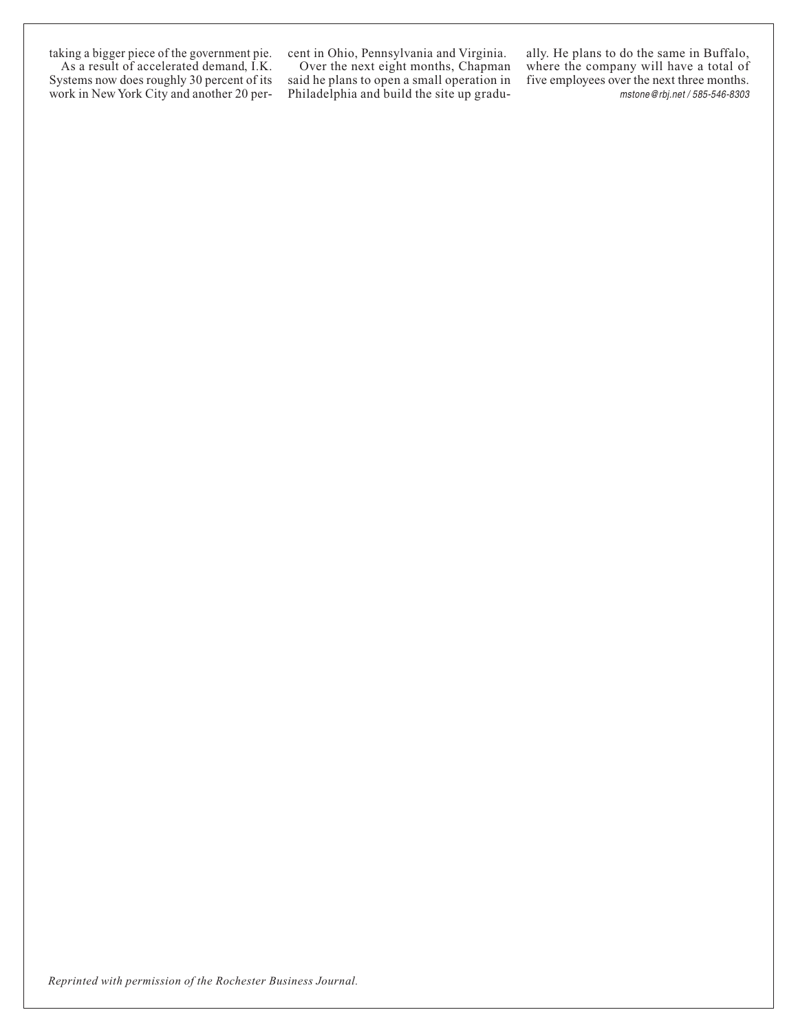taking a bigger piece of the government pie.

As a result of accelerated demand, I.K. Systems now does roughly 30 percent of its work in New York City and another 20 percent in Ohio, Pennsylvania and Virginia.

Over the next eight months, Chapman said he plans to open a small operation in Philadelphia and build the site up gradually. He plans to do the same in Buffalo, where the company will have a total of five employees over the next three months.

*mstone@rbj.net / 585-546-8303*

*Reprinted with permission of the Rochester Business Journal.*